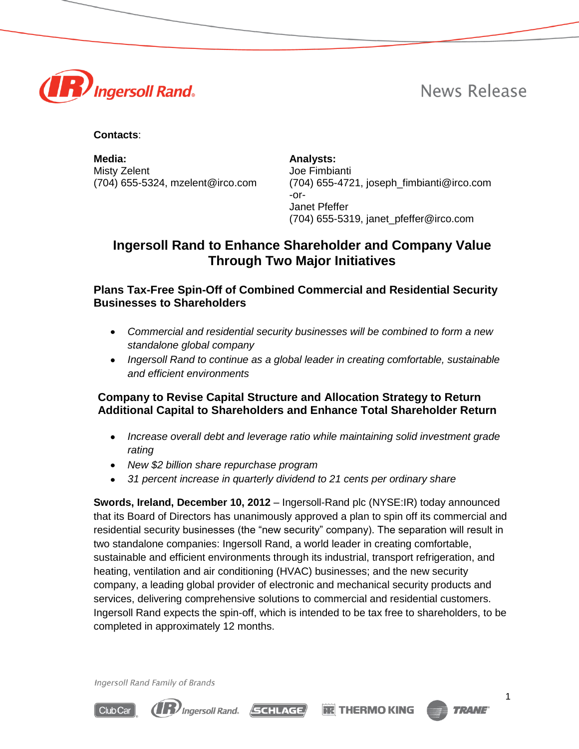**Contacts**:

**Media:**
Misty Zelent
(704) 655-5324, mzelent@irco.com

**Analysts:**
Joe Fimbianti
(704) 655-4721, joseph_fimbianti@irco.com
-or-
Janet Pfeffer
(704) 655-5319, janet_pfeffer@irco.com

# Ingersoll Rand to Enhance Shareholder and Company Value Through Two Major Initiatives

## Plans Tax-Free Spin-Off of Combined Commercial and Residential Security Businesses to Shareholders

- *Commercial and residential security businesses will be combined to form a new standalone global company*
- *Ingersoll Rand to continue as a global leader in creating comfortable, sustainable and efficient environments*

## Company to Revise Capital Structure and Allocation Strategy to Return Additional Capital to Shareholders and Enhance Total Shareholder Return

- *Increase overall debt and leverage ratio while maintaining solid investment grade rating*
- *New $2 billion share repurchase program*
- *31 percent increase in quarterly dividend to 21 cents per ordinary share*

**Swords, Ireland, December 10, 2012** – Ingersoll-Rand plc (NYSE:IR) today announced that its Board of Directors has unanimously approved a plan to spin off its commercial and residential security businesses (the "new security" company). The separation will result in two standalone companies: Ingersoll Rand, a world leader in creating comfortable, sustainable and efficient environments through its industrial, transport refrigeration, and heating, ventilation and air conditioning (HVAC) businesses; and the new security company, a leading global provider of electronic and mechanical security products and services, delivering comprehensive solutions to commercial and residential customers. Ingersoll Rand expects the spin-off, which is intended to be tax free to shareholders, to be completed in approximately 12 months.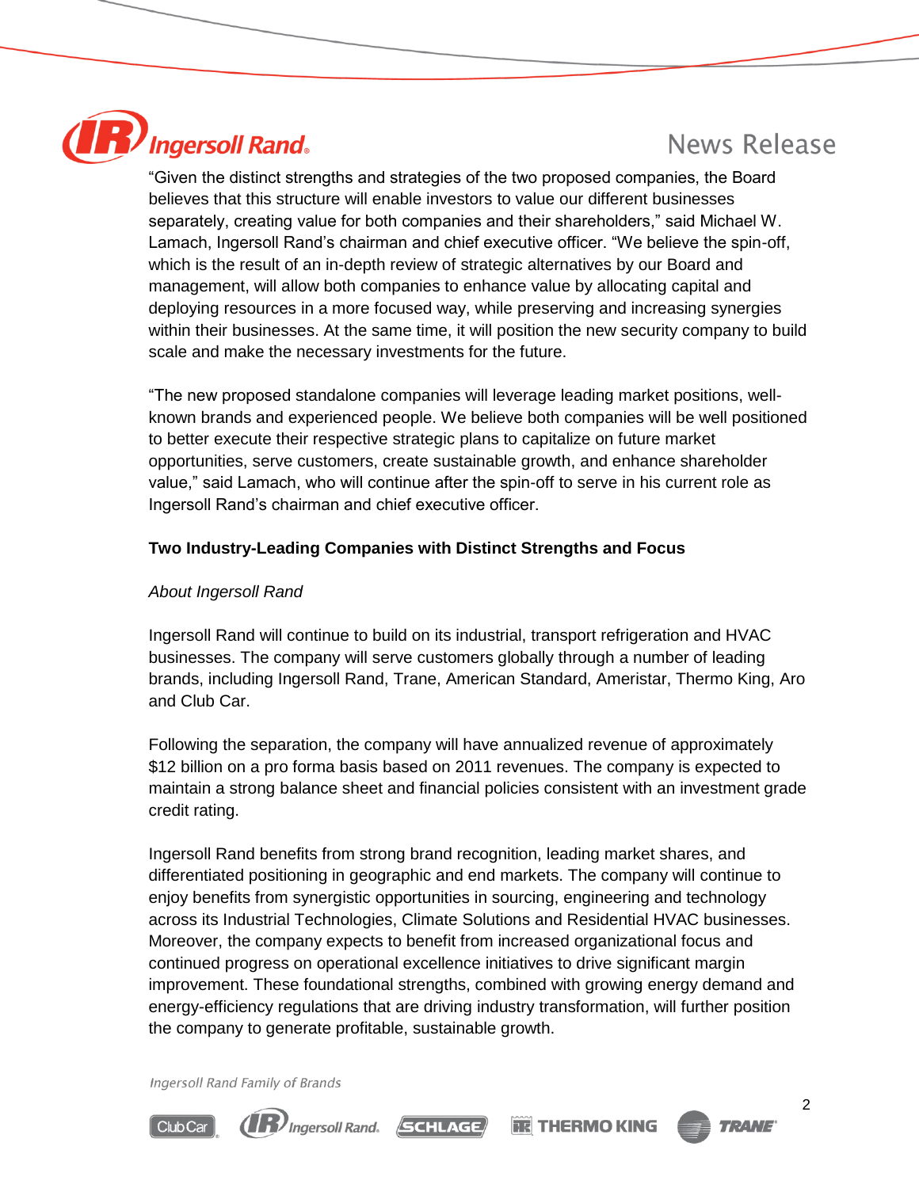“Given the distinct strengths and strategies of the two proposed companies, the Board believes that this structure will enable investors to value our different businesses separately, creating value for both companies and their shareholders,” said Michael W. Lamach, Ingersoll Rand’s chairman and chief executive officer. “We believe the spin-off, which is the result of an in-depth review of strategic alternatives by our Board and management, will allow both companies to enhance value by allocating capital and deploying resources in a more focused way, while preserving and increasing synergies within their businesses. At the same time, it will position the new security company to build scale and make the necessary investments for the future.

“The new proposed standalone companies will leverage leading market positions, well-known brands and experienced people. We believe both companies will be well positioned to better execute their respective strategic plans to capitalize on future market opportunities, serve customers, create sustainable growth, and enhance shareholder value,” said Lamach, who will continue after the spin-off to serve in his current role as Ingersoll Rand’s chairman and chief executive officer.

**Two Industry-Leading Companies with Distinct Strengths and Focus**

*About Ingersoll Rand*

Ingersoll Rand will continue to build on its industrial, transport refrigeration and HVAC businesses. The company will serve customers globally through a number of leading brands, including Ingersoll Rand, Trane, American Standard, Ameristar, Thermo King, Aro and Club Car.

Following the separation, the company will have annualized revenue of approximately $12 billion on a pro forma basis based on 2011 revenues. The company is expected to maintain a strong balance sheet and financial policies consistent with an investment grade credit rating.

Ingersoll Rand benefits from strong brand recognition, leading market shares, and differentiated positioning in geographic and end markets. The company will continue to enjoy benefits from synergistic opportunities in sourcing, engineering and technology across its Industrial Technologies, Climate Solutions and Residential HVAC businesses. Moreover, the company expects to benefit from increased organizational focus and continued progress on operational excellence initiatives to drive significant margin improvement. These foundational strengths, combined with growing energy demand and energy-efficiency regulations that are driving industry transformation, will further position the company to generate profitable, sustainable growth.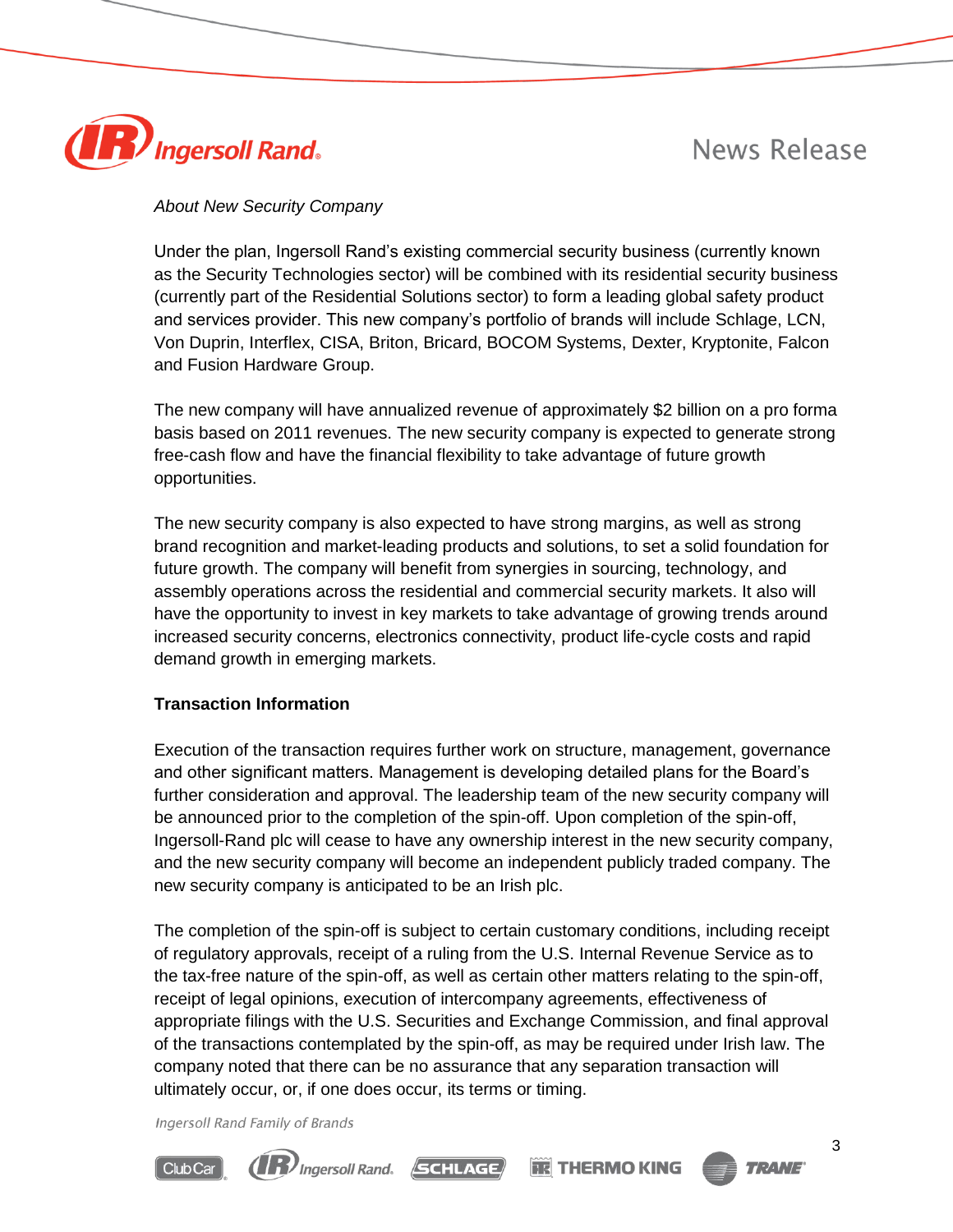*About New Security Company*

Under the plan, Ingersoll Rand's existing commercial security business (currently known as the Security Technologies sector) will be combined with its residential security business (currently part of the Residential Solutions sector) to form a leading global safety product and services provider. This new company's portfolio of brands will include Schlage, LCN, Von Duprin, Interflex, CISA, Briton, Bricard, BOCOM Systems, Dexter, Kryptonite, Falcon and Fusion Hardware Group.

The new company will have annualized revenue of approximately $2 billion on a pro forma basis based on 2011 revenues. The new security company is expected to generate strong free-cash flow and have the financial flexibility to take advantage of future growth opportunities.

The new security company is also expected to have strong margins, as well as strong brand recognition and market-leading products and solutions, to set a solid foundation for future growth. The company will benefit from synergies in sourcing, technology, and assembly operations across the residential and commercial security markets. It also will have the opportunity to invest in key markets to take advantage of growing trends around increased security concerns, electronics connectivity, product life-cycle costs and rapid demand growth in emerging markets.

**Transaction Information**

Execution of the transaction requires further work on structure, management, governance and other significant matters. Management is developing detailed plans for the Board's further consideration and approval. The leadership team of the new security company will be announced prior to the completion of the spin-off. Upon completion of the spin-off, Ingersoll-Rand plc will cease to have any ownership interest in the new security company, and the new security company will become an independent publicly traded company. The new security company is anticipated to be an Irish plc.

The completion of the spin-off is subject to certain customary conditions, including receipt of regulatory approvals, receipt of a ruling from the U.S. Internal Revenue Service as to the tax-free nature of the spin-off, as well as certain other matters relating to the spin-off, receipt of legal opinions, execution of intercompany agreements, effectiveness of appropriate filings with the U.S. Securities and Exchange Commission, and final approval of the transactions contemplated by the spin-off, as may be required under Irish law. The company noted that there can be no assurance that any separation transaction will ultimately occur, or, if one does occur, its terms or timing.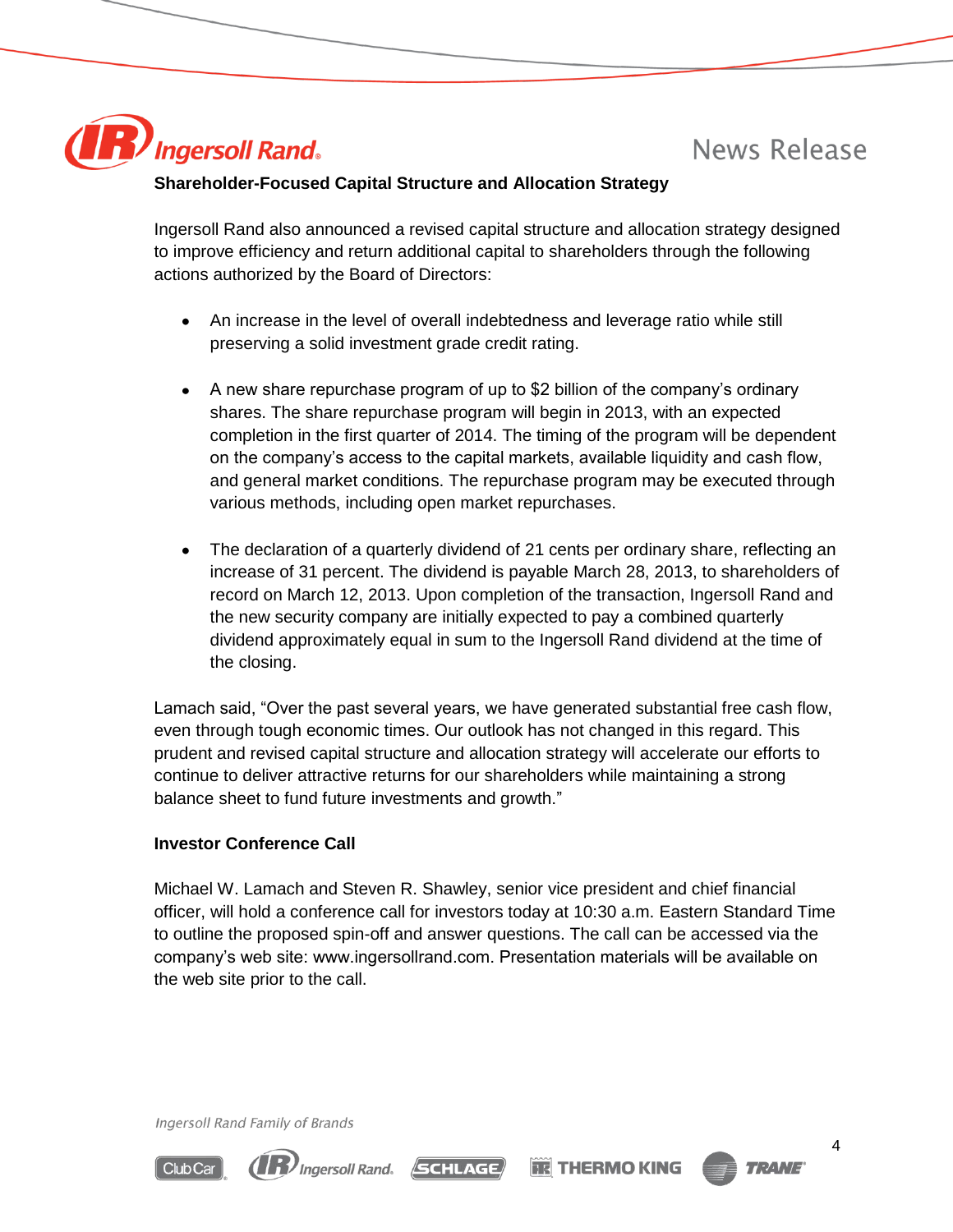## Shareholder-Focused Capital Structure and Allocation Strategy

Ingersoll Rand also announced a revised capital structure and allocation strategy designed to improve efficiency and return additional capital to shareholders through the following actions authorized by the Board of Directors:

- An increase in the level of overall indebtedness and leverage ratio while still preserving a solid investment grade credit rating.
- A new share repurchase program of up to $2 billion of the company's ordinary shares. The share repurchase program will begin in 2013, with an expected completion in the first quarter of 2014. The timing of the program will be dependent on the company's access to the capital markets, available liquidity and cash flow, and general market conditions. The repurchase program may be executed through various methods, including open market repurchases.
- The declaration of a quarterly dividend of 21 cents per ordinary share, reflecting an increase of 31 percent. The dividend is payable March 28, 2013, to shareholders of record on March 12, 2013. Upon completion of the transaction, Ingersoll Rand and the new security company are initially expected to pay a combined quarterly dividend approximately equal in sum to the Ingersoll Rand dividend at the time of the closing.

Lamach said, "Over the past several years, we have generated substantial free cash flow, even through tough economic times. Our outlook has not changed in this regard. This prudent and revised capital structure and allocation strategy will accelerate our efforts to continue to deliver attractive returns for our shareholders while maintaining a strong balance sheet to fund future investments and growth."

## Investor Conference Call

Michael W. Lamach and Steven R. Shawley, senior vice president and chief financial officer, will hold a conference call for investors today at 10:30 a.m. Eastern Standard Time to outline the proposed spin-off and answer questions. The call can be accessed via the company's web site: www.ingersollrand.com. Presentation materials will be available on the web site prior to the call.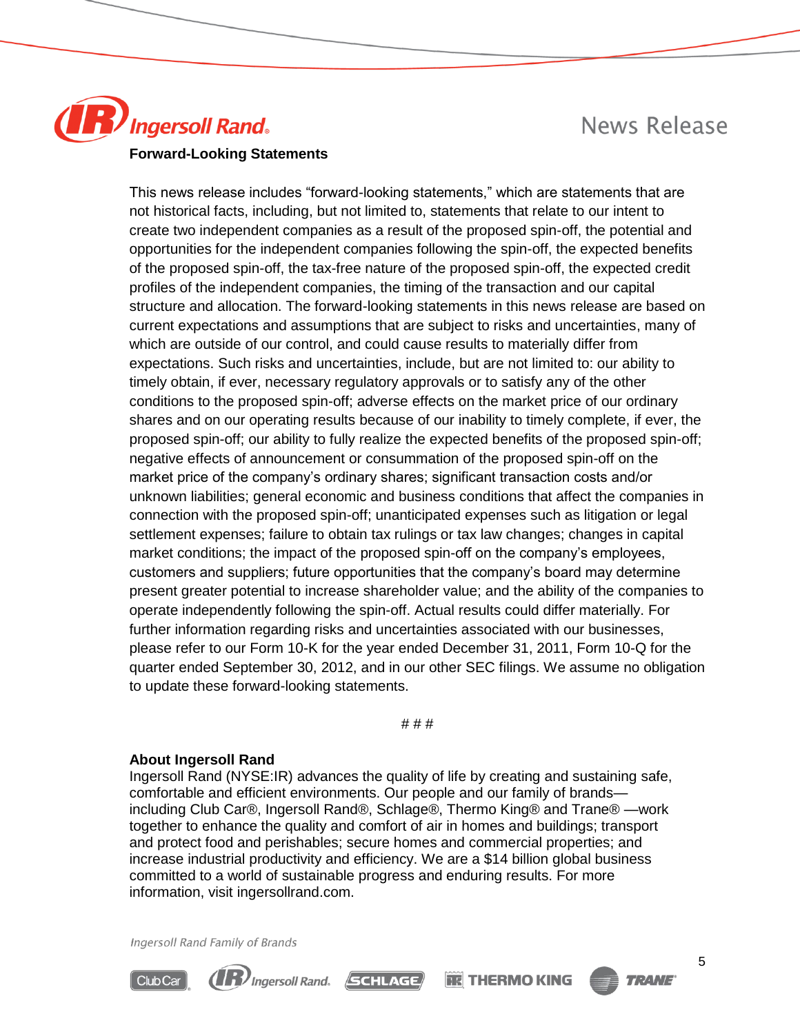**Forward-Looking Statements**

This news release includes "forward-looking statements," which are statements that are not historical facts, including, but not limited to, statements that relate to our intent to create two independent companies as a result of the proposed spin-off, the potential and opportunities for the independent companies following the spin-off, the expected benefits of the proposed spin-off, the tax-free nature of the proposed spin-off, the expected credit profiles of the independent companies, the timing of the transaction and our capital structure and allocation. The forward-looking statements in this news release are based on current expectations and assumptions that are subject to risks and uncertainties, many of which are outside of our control, and could cause results to materially differ from expectations. Such risks and uncertainties, include, but are not limited to: our ability to timely obtain, if ever, necessary regulatory approvals or to satisfy any of the other conditions to the proposed spin-off; adverse effects on the market price of our ordinary shares and on our operating results because of our inability to timely complete, if ever, the proposed spin-off; our ability to fully realize the expected benefits of the proposed spin-off; negative effects of announcement or consummation of the proposed spin-off on the market price of the company's ordinary shares; significant transaction costs and/or unknown liabilities; general economic and business conditions that affect the companies in connection with the proposed spin-off; unanticipated expenses such as litigation or legal settlement expenses; failure to obtain tax rulings or tax law changes; changes in capital market conditions; the impact of the proposed spin-off on the company's employees, customers and suppliers; future opportunities that the company's board may determine present greater potential to increase shareholder value; and the ability of the companies to operate independently following the spin-off. Actual results could differ materially. For further information regarding risks and uncertainties associated with our businesses, please refer to our Form 10-K for the year ended December 31, 2011, Form 10-Q for the quarter ended September 30, 2012, and in our other SEC filings. We assume no obligation to update these forward-looking statements.

# # #

**About Ingersoll Rand**

Ingersoll Rand (NYSE:IR) advances the quality of life by creating and sustaining safe, comfortable and efficient environments. Our people and our family of brands—including Club Car®, Ingersoll Rand®, Schlage®, Thermo King® and Trane® —work together to enhance the quality and comfort of air in homes and buildings; transport and protect food and perishables; secure homes and commercial properties; and increase industrial productivity and efficiency. We are a $14 billion global business committed to a world of sustainable progress and enduring results. For more information, visit ingersollrand.com.